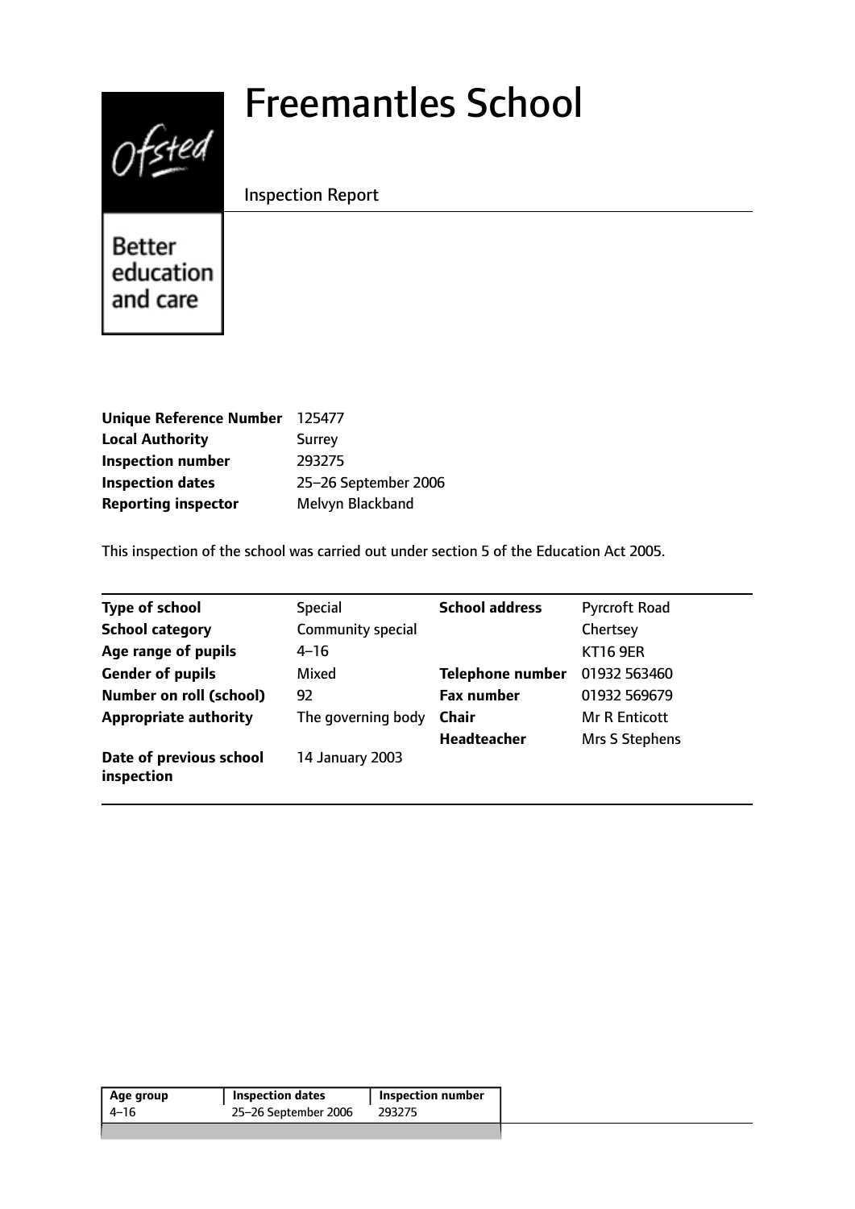# Freemantles School

Inspection Report

| | |
|---|---|
| **Unique Reference Number** | 125477 |
| **Local Authority** | Surrey |
| **Inspection number** | 293275 |
| **Inspection dates** | 25–26 September 2006 |
| **Reporting inspector** | Melvyn Blackband |

This inspection of the school was carried out under section 5 of the Education Act 2005.

| | | | |
|---|---|---|---|
| **Type of school** | Special | **School address** | Pyrcroft Road |
| **School category** | Community special | | Chertsey |
| **Age range of pupils** | 4–16 | | KT16 9ER |
| **Gender of pupils** | Mixed | **Telephone number** | 01932 563460 |
| **Number on roll (school)** | 92 | **Fax number** | 01932 569679 |
| **Appropriate authority** | The governing body | **Chair** | Mr R Enticott |
| | | **Headteacher** | Mrs S Stephens |
| **Date of previous school inspection** | 14 January 2003 | | |

| Age group | Inspection dates | Inspection number |
|---|---|---|
| 4–16 | 25–26 September 2006 | 293275 |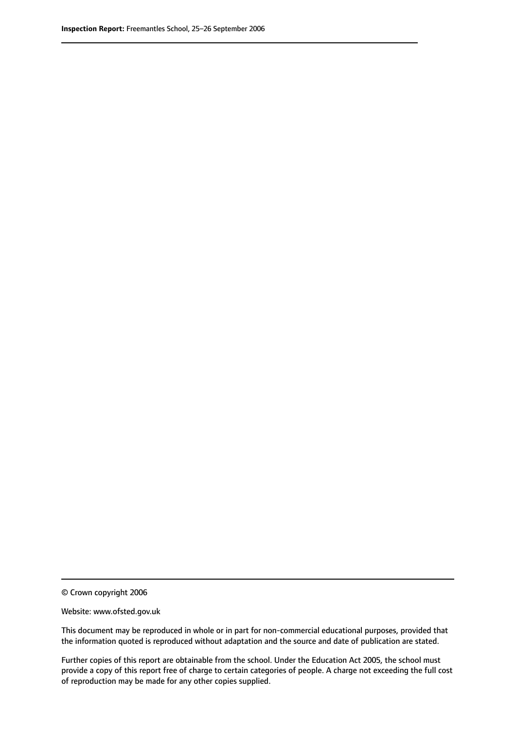© Crown copyright 2006

Website: www.ofsted.gov.uk

This document may be reproduced in whole or in part for non-commercial educational purposes, provided that the information quoted is reproduced without adaptation and the source and date of publication are stated.

Further copies of this report are obtainable from the school. Under the Education Act 2005, the school must provide a copy of this report free of charge to certain categories of people. A charge not exceeding the full cost of reproduction may be made for any other copies supplied.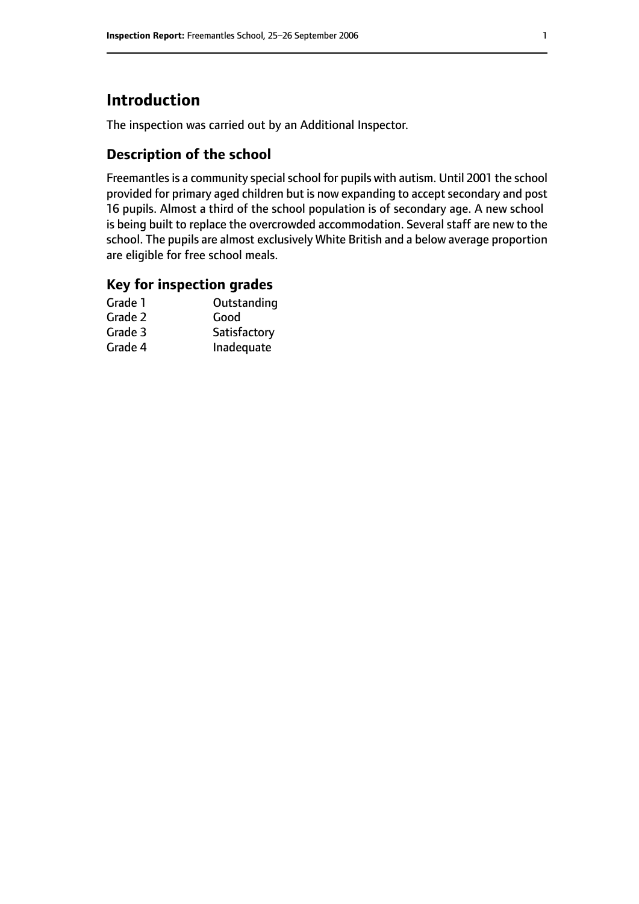# Introduction

The inspection was carried out by an Additional Inspector.

## Description of the school

Freemantles is a community special school for pupils with autism. Until 2001 the school provided for primary aged children but is now expanding to accept secondary and post 16 pupils. Almost a third of the school population is of secondary age. A new school is being built to replace the overcrowded accommodation. Several staff are new to the school. The pupils are almost exclusively White British and a below average proportion are eligible for free school meals.

## Key for inspection grades

| | |
|---|---|
| Grade 1 | Outstanding |
| Grade 2 | Good |
| Grade 3 | Satisfactory |
| Grade 4 | Inadequate |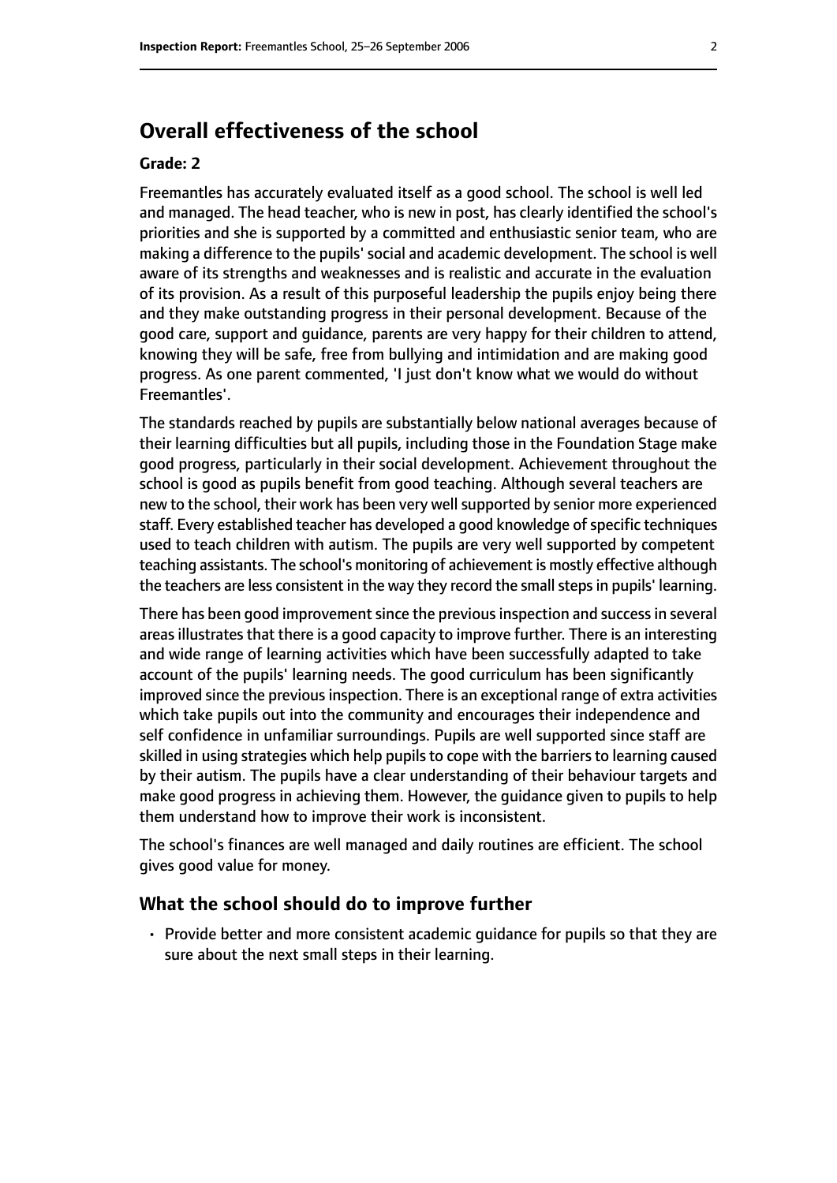## Overall effectiveness of the school

**Grade: 2**

Freemantles has accurately evaluated itself as a good school. The school is well led and managed. The head teacher, who is new in post, has clearly identified the school's priorities and she is supported by a committed and enthusiastic senior team, who are making a difference to the pupils' social and academic development. The school is well aware of its strengths and weaknesses and is realistic and accurate in the evaluation of its provision. As a result of this purposeful leadership the pupils enjoy being there and they make outstanding progress in their personal development. Because of the good care, support and guidance, parents are very happy for their children to attend, knowing they will be safe, free from bullying and intimidation and are making good progress. As one parent commented, 'I just don't know what we would do without Freemantles'.

The standards reached by pupils are substantially below national averages because of their learning difficulties but all pupils, including those in the Foundation Stage make good progress, particularly in their social development. Achievement throughout the school is good as pupils benefit from good teaching. Although several teachers are new to the school, their work has been very well supported by senior more experienced staff. Every established teacher has developed a good knowledge of specific techniques used to teach children with autism. The pupils are very well supported by competent teaching assistants. The school's monitoring of achievement is mostly effective although the teachers are less consistent in the way they record the small steps in pupils' learning.

There has been good improvement since the previous inspection and success in several areas illustrates that there is a good capacity to improve further. There is an interesting and wide range of learning activities which have been successfully adapted to take account of the pupils' learning needs. The good curriculum has been significantly improved since the previous inspection. There is an exceptional range of extra activities which take pupils out into the community and encourages their independence and self confidence in unfamiliar surroundings. Pupils are well supported since staff are skilled in using strategies which help pupils to cope with the barriers to learning caused by their autism. The pupils have a clear understanding of their behaviour targets and make good progress in achieving them. However, the guidance given to pupils to help them understand how to improve their work is inconsistent.

The school's finances are well managed and daily routines are efficient. The school gives good value for money.

### What the school should do to improve further

- Provide better and more consistent academic guidance for pupils so that they are sure about the next small steps in their learning.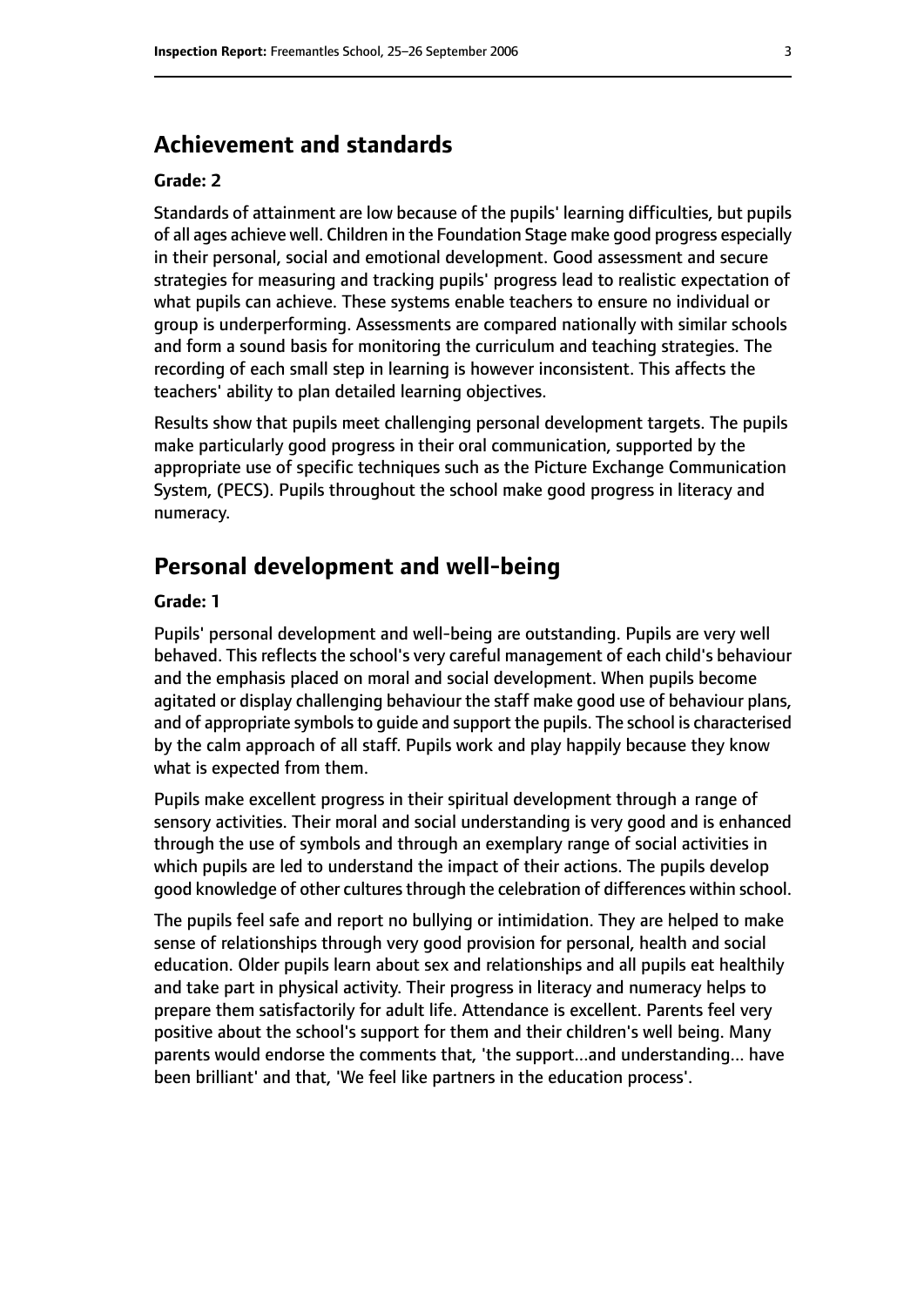## Achievement and standards

**Grade: 2**

Standards of attainment are low because of the pupils' learning difficulties, but pupils of all ages achieve well. Children in the Foundation Stage make good progress especially in their personal, social and emotional development. Good assessment and secure strategies for measuring and tracking pupils' progress lead to realistic expectation of what pupils can achieve. These systems enable teachers to ensure no individual or group is underperforming. Assessments are compared nationally with similar schools and form a sound basis for monitoring the curriculum and teaching strategies. The recording of each small step in learning is however inconsistent. This affects the teachers' ability to plan detailed learning objectives.

Results show that pupils meet challenging personal development targets. The pupils make particularly good progress in their oral communication, supported by the appropriate use of specific techniques such as the Picture Exchange Communication System, (PECS). Pupils throughout the school make good progress in literacy and numeracy.

## Personal development and well-being

**Grade: 1**

Pupils' personal development and well-being are outstanding. Pupils are very well behaved. This reflects the school's very careful management of each child's behaviour and the emphasis placed on moral and social development. When pupils become agitated or display challenging behaviour the staff make good use of behaviour plans, and of appropriate symbols to guide and support the pupils. The school is characterised by the calm approach of all staff. Pupils work and play happily because they know what is expected from them.

Pupils make excellent progress in their spiritual development through a range of sensory activities. Their moral and social understanding is very good and is enhanced through the use of symbols and through an exemplary range of social activities in which pupils are led to understand the impact of their actions. The pupils develop good knowledge of other cultures through the celebration of differences within school.

The pupils feel safe and report no bullying or intimidation. They are helped to make sense of relationships through very good provision for personal, health and social education. Older pupils learn about sex and relationships and all pupils eat healthily and take part in physical activity. Their progress in literacy and numeracy helps to prepare them satisfactorily for adult life. Attendance is excellent. Parents feel very positive about the school's support for them and their children's well being. Many parents would endorse the comments that, 'the support...and understanding... have been brilliant' and that, 'We feel like partners in the education process'.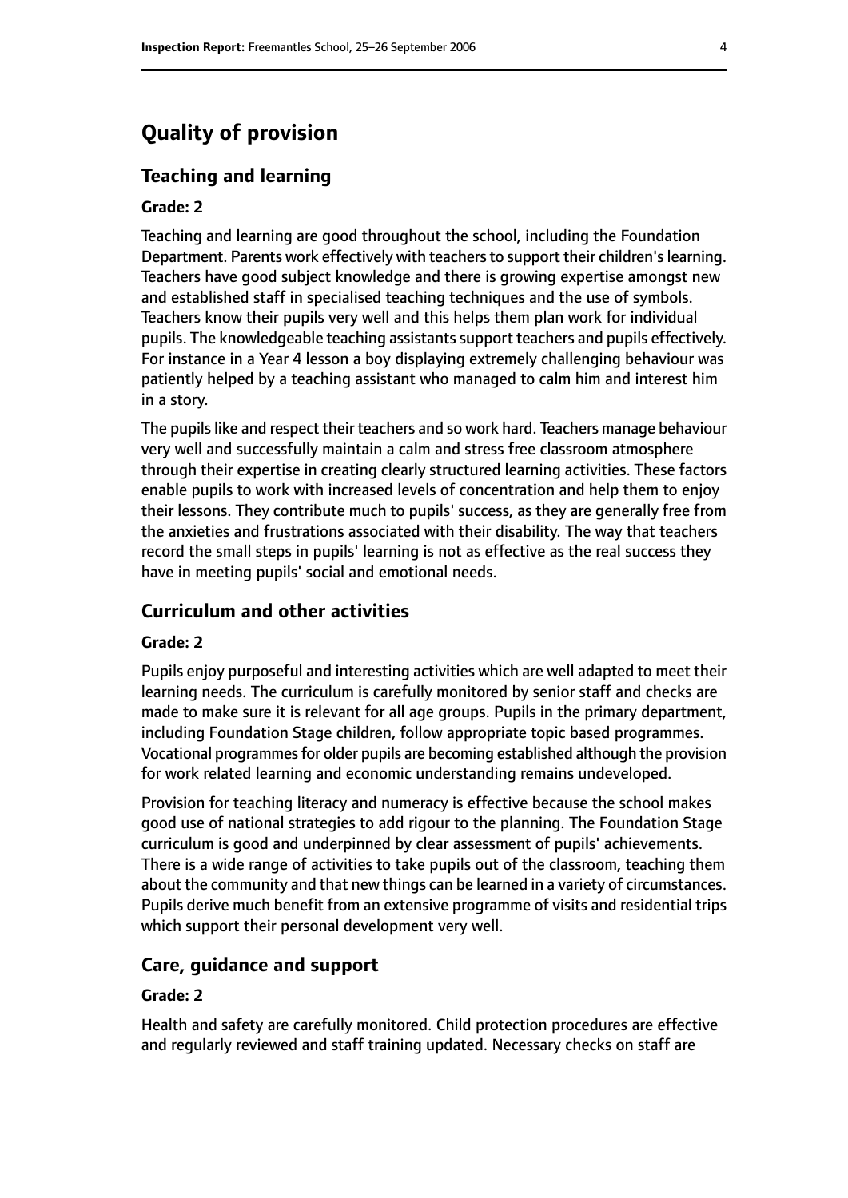# Quality of provision

## Teaching and learning

### Grade: 2

Teaching and learning are good throughout the school, including the Foundation Department. Parents work effectively with teachers to support their children's learning. Teachers have good subject knowledge and there is growing expertise amongst new and established staff in specialised teaching techniques and the use of symbols. Teachers know their pupils very well and this helps them plan work for individual pupils. The knowledgeable teaching assistants support teachers and pupils effectively. For instance in a Year 4 lesson a boy displaying extremely challenging behaviour was patiently helped by a teaching assistant who managed to calm him and interest him in a story.

The pupils like and respect their teachers and so work hard. Teachers manage behaviour very well and successfully maintain a calm and stress free classroom atmosphere through their expertise in creating clearly structured learning activities. These factors enable pupils to work with increased levels of concentration and help them to enjoy their lessons. They contribute much to pupils' success, as they are generally free from the anxieties and frustrations associated with their disability. The way that teachers record the small steps in pupils' learning is not as effective as the real success they have in meeting pupils' social and emotional needs.

## Curriculum and other activities

### Grade: 2

Pupils enjoy purposeful and interesting activities which are well adapted to meet their learning needs. The curriculum is carefully monitored by senior staff and checks are made to make sure it is relevant for all age groups. Pupils in the primary department, including Foundation Stage children, follow appropriate topic based programmes. Vocational programmes for older pupils are becoming established although the provision for work related learning and economic understanding remains undeveloped.

Provision for teaching literacy and numeracy is effective because the school makes good use of national strategies to add rigour to the planning. The Foundation Stage curriculum is good and underpinned by clear assessment of pupils' achievements. There is a wide range of activities to take pupils out of the classroom, teaching them about the community and that new things can be learned in a variety of circumstances. Pupils derive much benefit from an extensive programme of visits and residential trips which support their personal development very well.

## Care, guidance and support

### Grade: 2

Health and safety are carefully monitored. Child protection procedures are effective and regularly reviewed and staff training updated. Necessary checks on staff are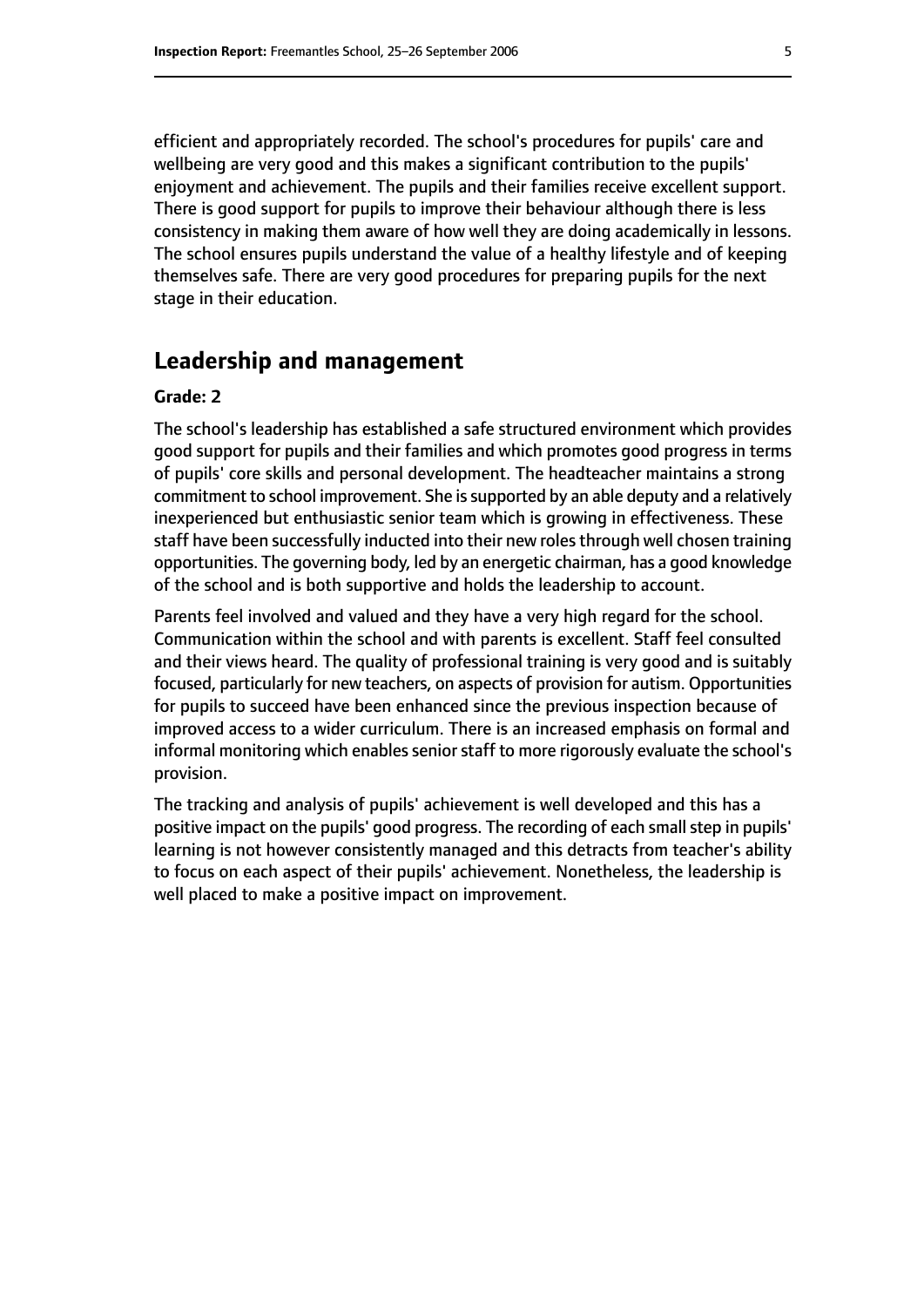efficient and appropriately recorded. The school's procedures for pupils' care and wellbeing are very good and this makes a significant contribution to the pupils' enjoyment and achievement. The pupils and their families receive excellent support. There is good support for pupils to improve their behaviour although there is less consistency in making them aware of how well they are doing academically in lessons. The school ensures pupils understand the value of a healthy lifestyle and of keeping themselves safe. There are very good procedures for preparing pupils for the next stage in their education.

## Leadership and management

**Grade: 2**

The school's leadership has established a safe structured environment which provides good support for pupils and their families and which promotes good progress in terms of pupils' core skills and personal development. The headteacher maintains a strong commitment to school improvement. She is supported by an able deputy and a relatively inexperienced but enthusiastic senior team which is growing in effectiveness. These staff have been successfully inducted into their new roles through well chosen training opportunities. The governing body, led by an energetic chairman, has a good knowledge of the school and is both supportive and holds the leadership to account.

Parents feel involved and valued and they have a very high regard for the school. Communication within the school and with parents is excellent. Staff feel consulted and their views heard. The quality of professional training is very good and is suitably focused, particularly for new teachers, on aspects of provision for autism. Opportunities for pupils to succeed have been enhanced since the previous inspection because of improved access to a wider curriculum. There is an increased emphasis on formal and informal monitoring which enables senior staff to more rigorously evaluate the school's provision.

The tracking and analysis of pupils' achievement is well developed and this has a positive impact on the pupils' good progress. The recording of each small step in pupils' learning is not however consistently managed and this detracts from teacher's ability to focus on each aspect of their pupils' achievement. Nonetheless, the leadership is well placed to make a positive impact on improvement.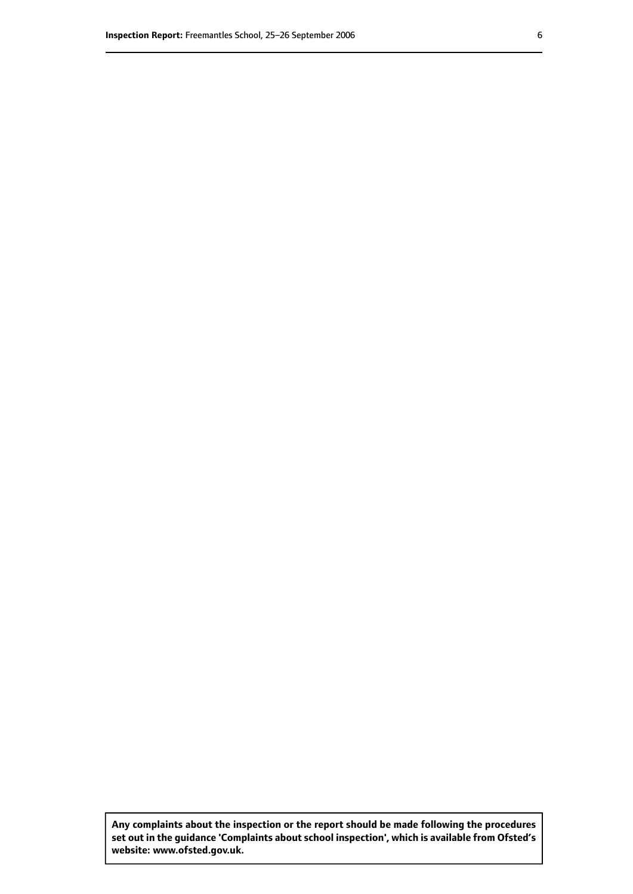**Any complaints about the inspection or the report should be made following the procedures set out in the guidance 'Complaints about school inspection', which is available from Ofsted's website: www.ofsted.gov.uk.**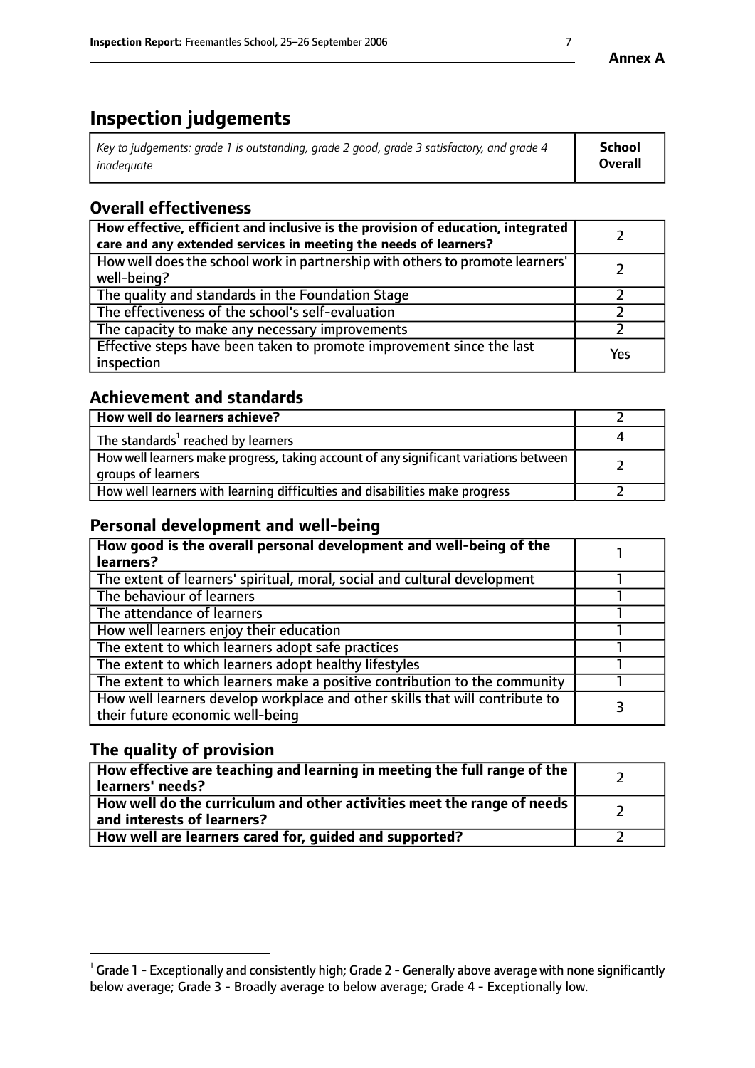# Inspection judgements

| *Key to judgements: grade 1 is outstanding, grade 2 good, grade 3 satisfactory, and grade 4 inadequate* | **School Overall** |
|---|---|

## Overall effectiveness

| | |
|---|---|
| **How effective, efficient and inclusive is the provision of education, integrated care and any extended services in meeting the needs of learners?** | 2 |
| How well does the school work in partnership with others to promote learners' well-being? | 2 |
| The quality and standards in the Foundation Stage | 2 |
| The effectiveness of the school's self-evaluation | 2 |
| The capacity to make any necessary improvements | 2 |
| Effective steps have been taken to promote improvement since the last inspection | Yes |

## Achievement and standards

| | |
|---|---|
| **How well do learners achieve?** | 2 |
| The standards[1] reached by learners | 4 |
| How well learners make progress, taking account of any significant variations between groups of learners | 2 |
| How well learners with learning difficulties and disabilities make progress | 2 |

## Personal development and well-being

| | |
|---|---|
| **How good is the overall personal development and well-being of the learners?** | 1 |
| The extent of learners' spiritual, moral, social and cultural development | 1 |
| The behaviour of learners | 1 |
| The attendance of learners | 1 |
| How well learners enjoy their education | 1 |
| The extent to which learners adopt safe practices | 1 |
| The extent to which learners adopt healthy lifestyles | 1 |
| The extent to which learners make a positive contribution to the community | 1 |
| How well learners develop workplace and other skills that will contribute to their future economic well-being | 3 |

## The quality of provision

| | |
|---|---|
| **How effective are teaching and learning in meeting the full range of the learners' needs?** | 2 |
| **How well do the curriculum and other activities meet the range of needs and interests of learners?** | 2 |
| **How well are learners cared for, guided and supported?** | 2 |

[1] Grade 1 - Exceptionally and consistently high; Grade 2 - Generally above average with none significantly below average; Grade 3 - Broadly average to below average; Grade 4 - Exceptionally low.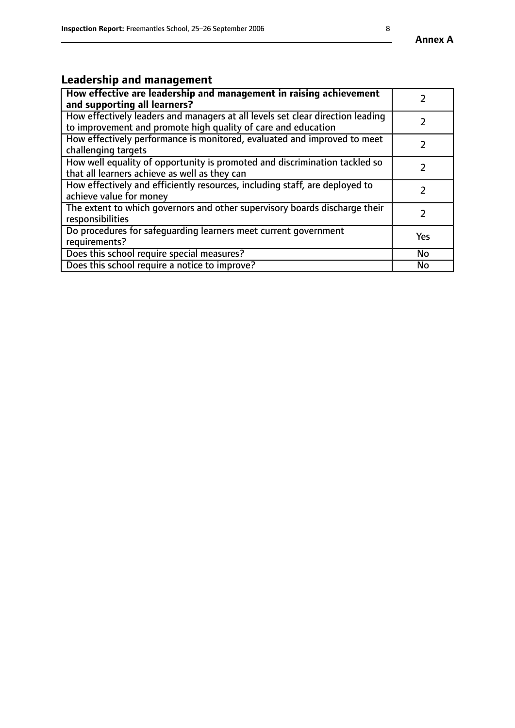## Leadership and management

| | |
|---|---|
| **How effective are leadership and management in raising achievement and supporting all learners?** | 2 |
| How effectively leaders and managers at all levels set clear direction leading to improvement and promote high quality of care and education | 2 |
| How effectively performance is monitored, evaluated and improved to meet challenging targets | 2 |
| How well equality of opportunity is promoted and discrimination tackled so that all learners achieve as well as they can | 2 |
| How effectively and efficiently resources, including staff, are deployed to achieve value for money | 2 |
| The extent to which governors and other supervisory boards discharge their responsibilities | 2 |
| Do procedures for safeguarding learners meet current government requirements? | Yes |
| Does this school require special measures? | No |
| Does this school require a notice to improve? | No |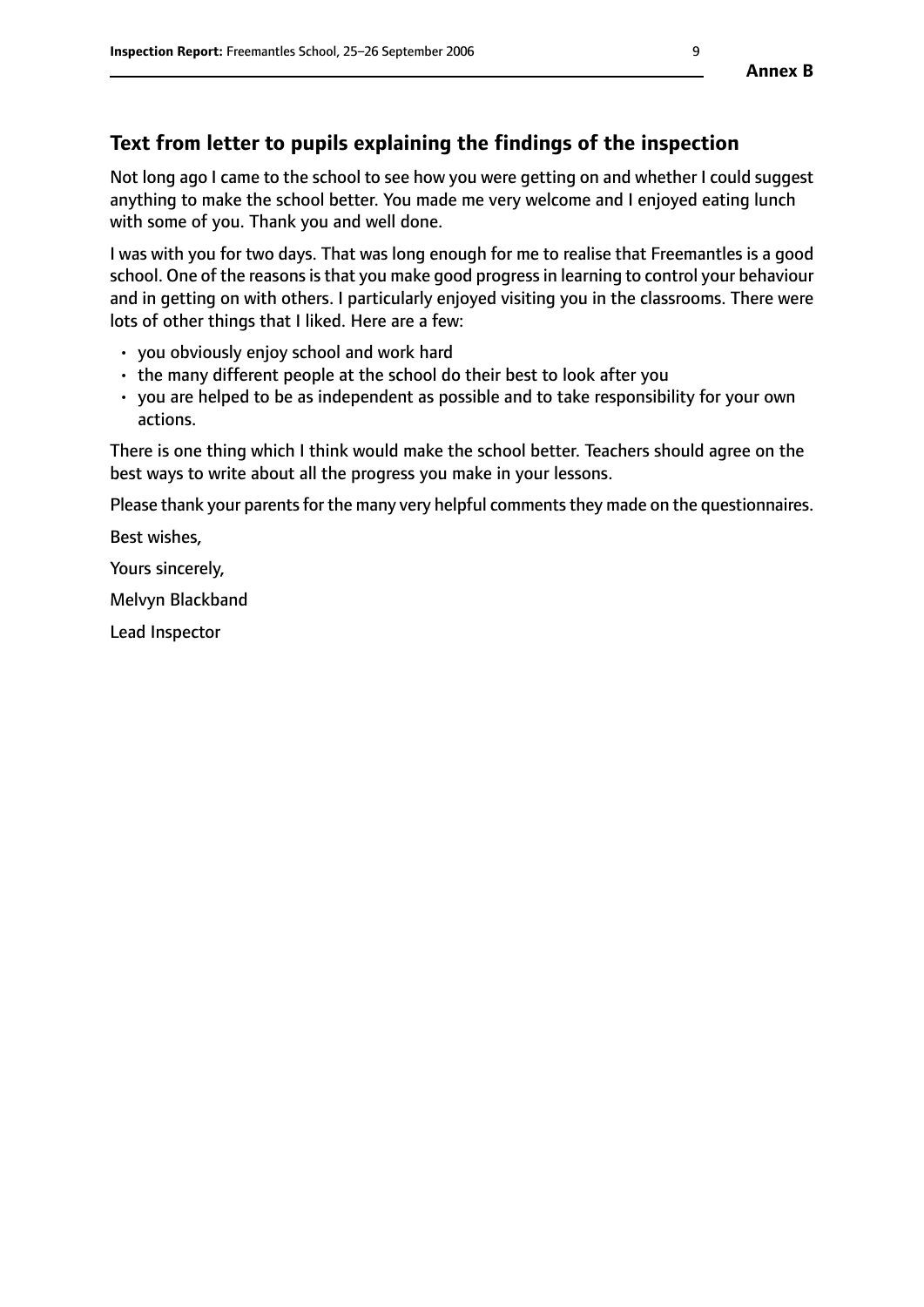## Text from letter to pupils explaining the findings of the inspection

Not long ago I came to the school to see how you were getting on and whether I could suggest anything to make the school better. You made me very welcome and I enjoyed eating lunch with some of you. Thank you and well done.

I was with you for two days. That was long enough for me to realise that Freemantles is a good school. One of the reasons is that you make good progress in learning to control your behaviour and in getting on with others. I particularly enjoyed visiting you in the classrooms. There were lots of other things that I liked. Here are a few:

- you obviously enjoy school and work hard
- the many different people at the school do their best to look after you
- you are helped to be as independent as possible and to take responsibility for your own actions.

There is one thing which I think would make the school better. Teachers should agree on the best ways to write about all the progress you make in your lessons.

Please thank your parents for the many very helpful comments they made on the questionnaires.

Best wishes,

Yours sincerely,

Melvyn Blackband

Lead Inspector